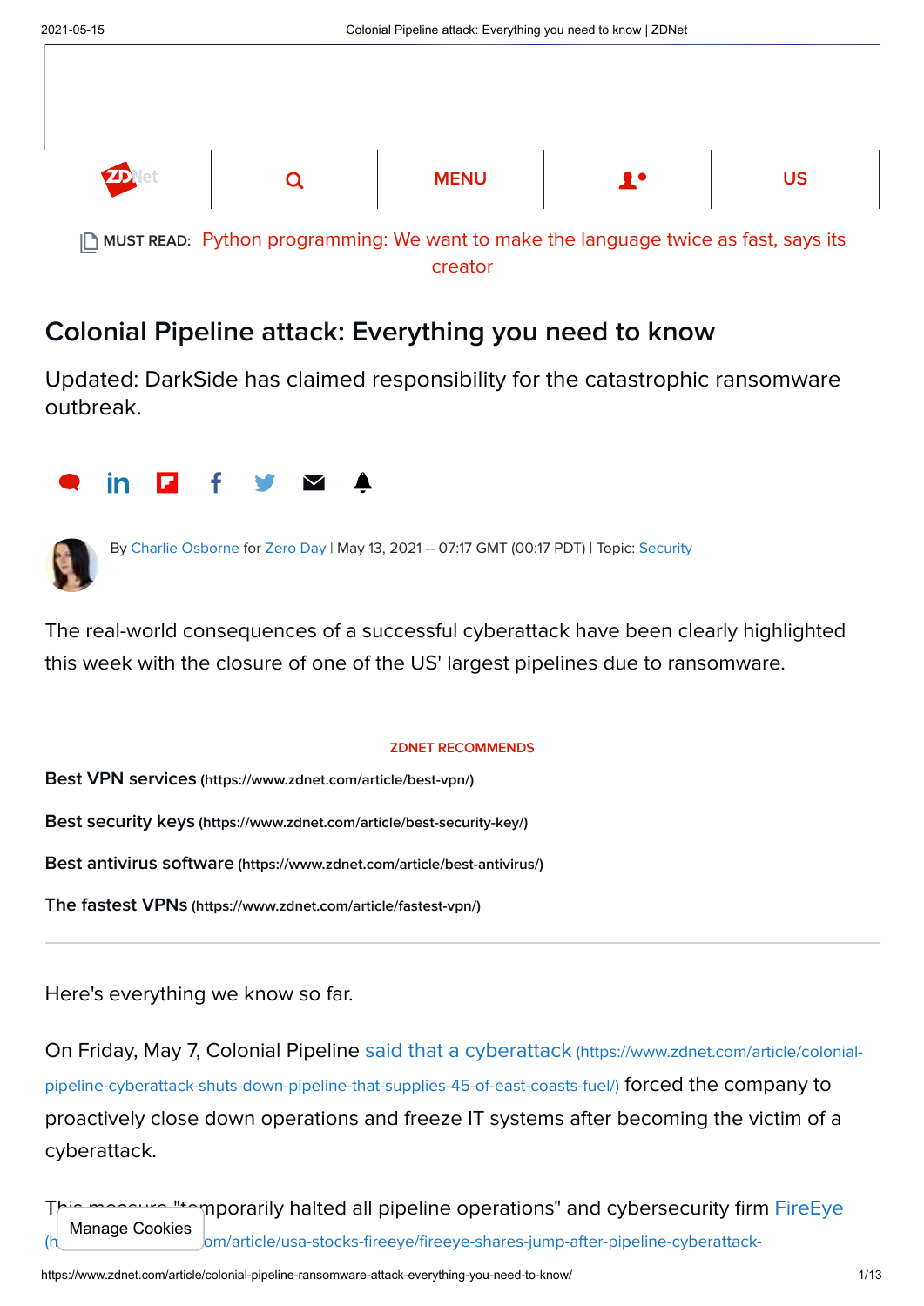MUST READ: Python programming: We want to make the language twice as fast, says its creator

# Colonial Pipeline attack: Everything you need to know

Updated: DarkSide has claimed responsibility for the catastrophic ransomware outbreak.

By Charlie Osborne for Zero Day | May 13, 2021 -- 07:17 GMT (00:17 PDT) | Topic: Security

The real-world consequences of a successful cyberattack have been clearly highlighted this week with the closure of one of the US' largest pipelines due to ransomware.

ZDNET RECOMMENDS

**Best VPN services** (https://www.zdnet.com/article/best-vpn/)

**Best security keys** (https://www.zdnet.com/article/best-security-key/)

**Best antivirus software** (https://www.zdnet.com/article/best-antivirus/)

**The fastest VPNs** (https://www.zdnet.com/article/fastest-vpn/)

Here's everything we know so far.

On Friday, May 7, Colonial Pipeline said that a cyberattack (https://www.zdnet.com/article/colonial-pipeline-cyberattack-shuts-down-pipeline-that-supplies-45-of-east-coasts-fuel/) forced the company to proactively close down operations and freeze IT systems after becoming the victim of a cyberattack.

This measure "temporarily halted all pipeline operations" and cybersecurity firm FireEye (h...om/article/usa-stocks-fireeye/fireeye-shares-jump-after-pipeline-cyberattack-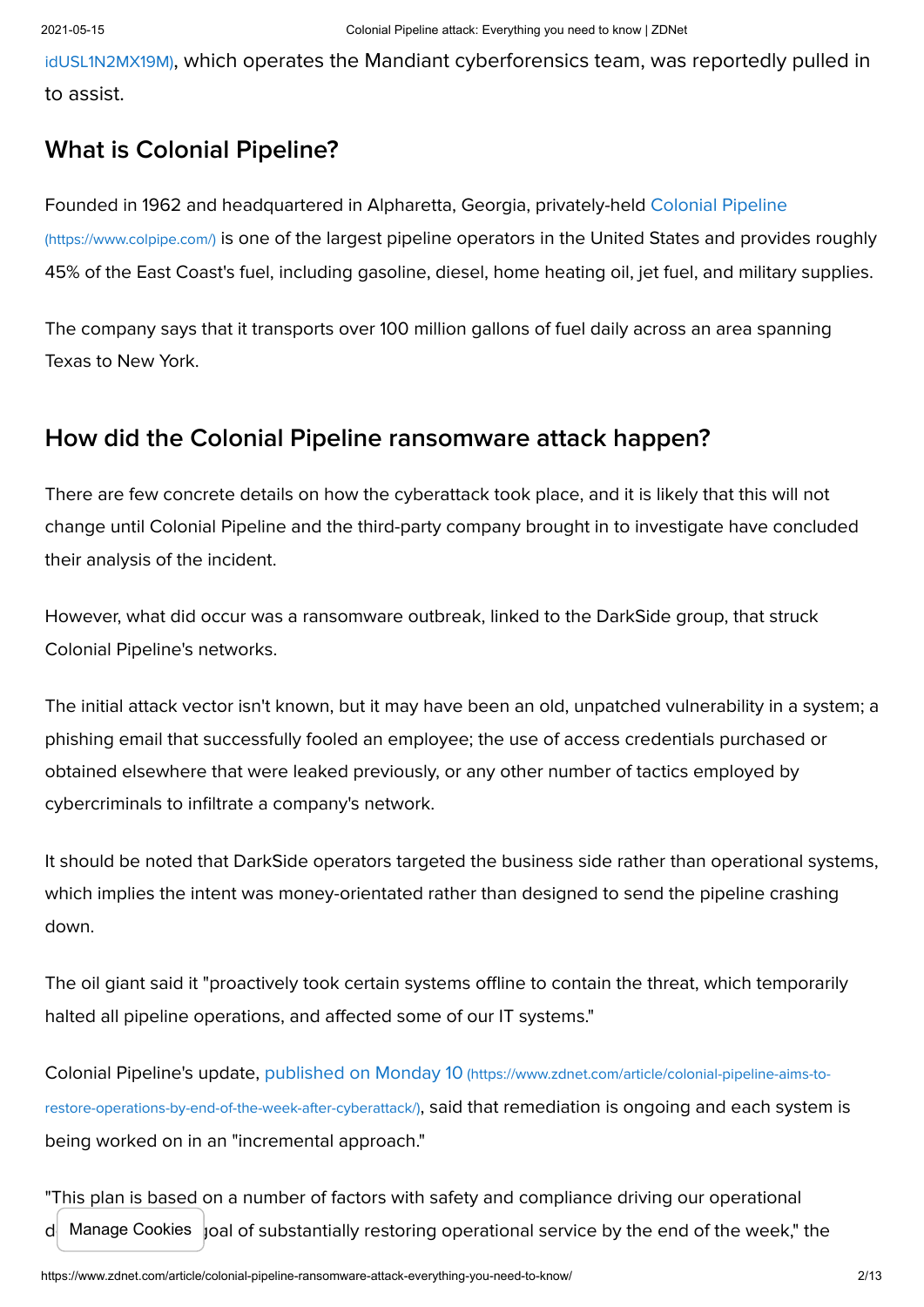idUSL1N2MX19M), which operates the Mandiant cyberforensics team, was reportedly pulled in to assist.

## What is Colonial Pipeline?

Founded in 1962 and headquartered in Alpharetta, Georgia, privately-held Colonial Pipeline (https://www.colpipe.com/) is one of the largest pipeline operators in the United States and provides roughly 45% of the East Coast's fuel, including gasoline, diesel, home heating oil, jet fuel, and military supplies.

The company says that it transports over 100 million gallons of fuel daily across an area spanning Texas to New York.

## How did the Colonial Pipeline ransomware attack happen?

There are few concrete details on how the cyberattack took place, and it is likely that this will not change until Colonial Pipeline and the third-party company brought in to investigate have concluded their analysis of the incident.

However, what did occur was a ransomware outbreak, linked to the DarkSide group, that struck Colonial Pipeline's networks.

The initial attack vector isn't known, but it may have been an old, unpatched vulnerability in a system; a phishing email that successfully fooled an employee; the use of access credentials purchased or obtained elsewhere that were leaked previously, or any other number of tactics employed by cybercriminals to infiltrate a company's network.

It should be noted that DarkSide operators targeted the business side rather than operational systems, which implies the intent was money-orientated rather than designed to send the pipeline crashing down.

The oil giant said it "proactively took certain systems offline to contain the threat, which temporarily halted all pipeline operations, and affected some of our IT systems."

Colonial Pipeline's update, published on Monday 10 (https://www.zdnet.com/article/colonial-pipeline-aims-to-restore-operations-by-end-of-the-week-after-cyberattack/), said that remediation is ongoing and each system is being worked on in an "incremental approach."

"This plan is based on a number of factors with safety and compliance driving our operational d[...] goal of substantially restoring operational service by the end of the week," the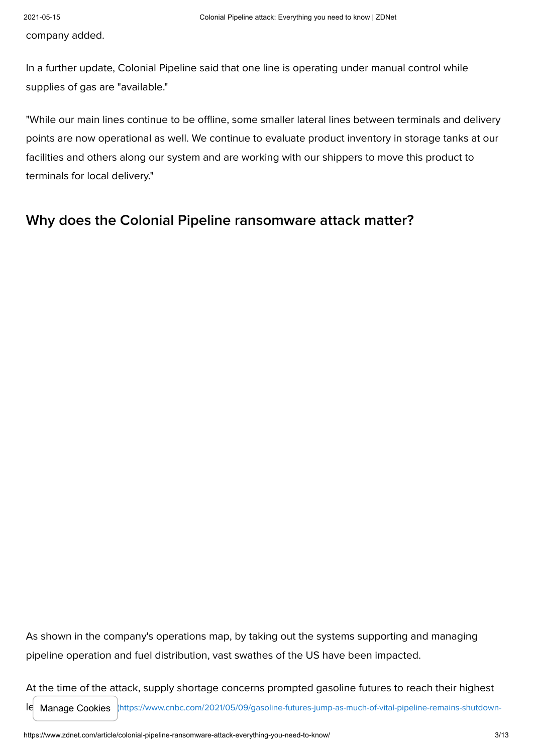company added.

In a further update, Colonial Pipeline said that one line is operating under manual control while supplies of gas are "available."

"While our main lines continue to be offline, some smaller lateral lines between terminals and delivery points are now operational as well. We continue to evaluate product inventory in storage tanks at our facilities and others along our system and are working with our shippers to move this product to terminals for local delivery."

## Why does the Colonial Pipeline ransomware attack matter?

As shown in the company's operations map, by taking out the systems supporting and managing pipeline operation and fuel distribution, vast swathes of the US have been impacted.

At the time of the attack, supply shortage concerns prompted gasoline futures to reach their highest le (https://www.cnbc.com/2021/05/09/gasoline-futures-jump-as-much-of-vital-pipeline-remains-shutdown-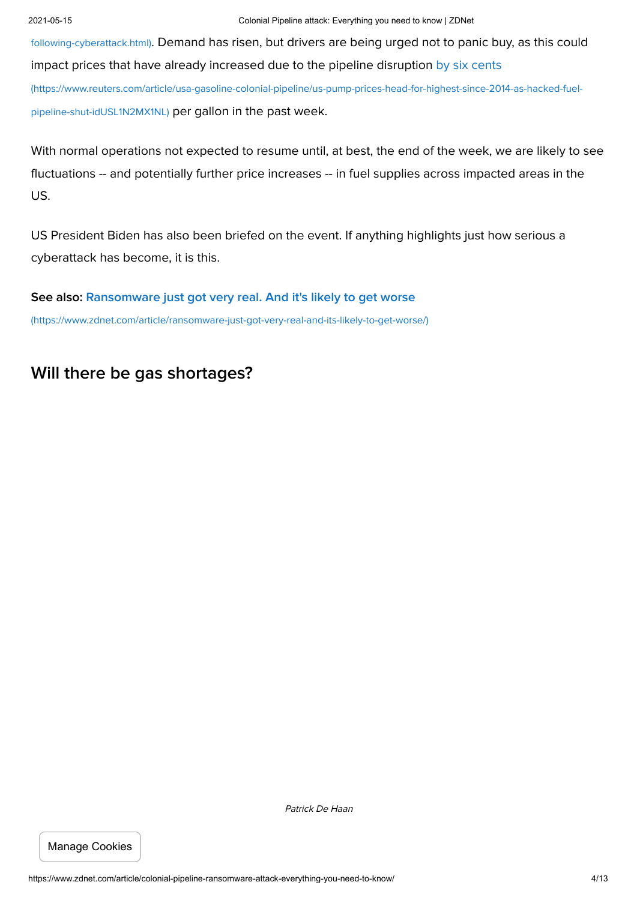following-cyberattack.html). Demand has risen, but drivers are being urged not to panic buy, as this could impact prices that have already increased due to the pipeline disruption by six cents (https://www.reuters.com/article/usa-gasoline-colonial-pipeline/us-pump-prices-head-for-highest-since-2014-as-hacked-fuel-pipeline-shut-idUSL1N2MX1NL) per gallon in the past week.

With normal operations not expected to resume until, at best, the end of the week, we are likely to see fluctuations -- and potentially further price increases -- in fuel supplies across impacted areas in the US.

US President Biden has also been briefed on the event. If anything highlights just how serious a cyberattack has become, it is this.

**See also:** **Ransomware just got very real. And it's likely to get worse** (https://www.zdnet.com/article/ransomware-just-got-very-real-and-its-likely-to-get-worse/)

## Will there be gas shortages?

*Patrick De Haan*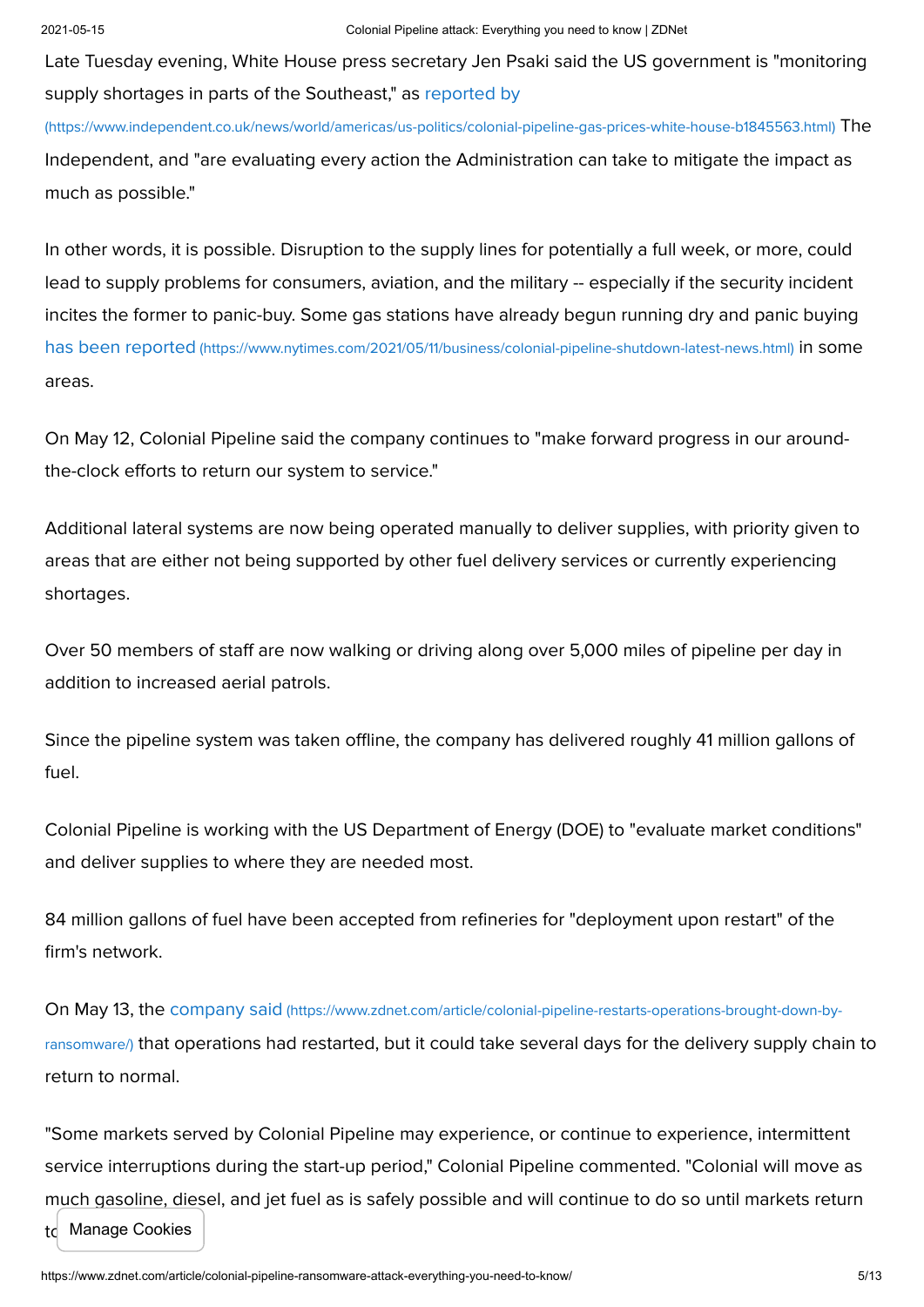Late Tuesday evening, White House press secretary Jen Psaki said the US government is "monitoring supply shortages in parts of the Southeast," as [reported by](https://www.independent.co.uk/news/world/americas/us-politics/colonial-pipeline-gas-prices-white-house-b1845563.html) (https://www.independent.co.uk/news/world/americas/us-politics/colonial-pipeline-gas-prices-white-house-b1845563.html) The Independent, and "are evaluating every action the Administration can take to mitigate the impact as much as possible."

In other words, it is possible. Disruption to the supply lines for potentially a full week, or more, could lead to supply problems for consumers, aviation, and the military -- especially if the security incident incites the former to panic-buy. Some gas stations have already begun running dry and panic buying [has been reported](https://www.nytimes.com/2021/05/11/business/colonial-pipeline-shutdown-latest-news.html) (https://www.nytimes.com/2021/05/11/business/colonial-pipeline-shutdown-latest-news.html) in some areas.

On May 12, Colonial Pipeline said the company continues to "make forward progress in our around-the-clock efforts to return our system to service."

Additional lateral systems are now being operated manually to deliver supplies, with priority given to areas that are either not being supported by other fuel delivery services or currently experiencing shortages.

Over 50 members of staff are now walking or driving along over 5,000 miles of pipeline per day in addition to increased aerial patrols.

Since the pipeline system was taken offline, the company has delivered roughly 41 million gallons of fuel.

Colonial Pipeline is working with the US Department of Energy (DOE) to "evaluate market conditions" and deliver supplies to where they are needed most.

84 million gallons of fuel have been accepted from refineries for "deployment upon restart" of the firm's network.

On May 13, the [company said](https://www.zdnet.com/article/colonial-pipeline-restarts-operations-brought-down-by-ransomware/) (https://www.zdnet.com/article/colonial-pipeline-restarts-operations-brought-down-by-ransomware/) that operations had restarted, but it could take several days for the delivery supply chain to return to normal.

"Some markets served by Colonial Pipeline may experience, or continue to experience, intermittent service interruptions during the start-up period," Colonial Pipeline commented. "Colonial will move as much gasoline, diesel, and jet fuel as is safely possible and will continue to do so until markets return to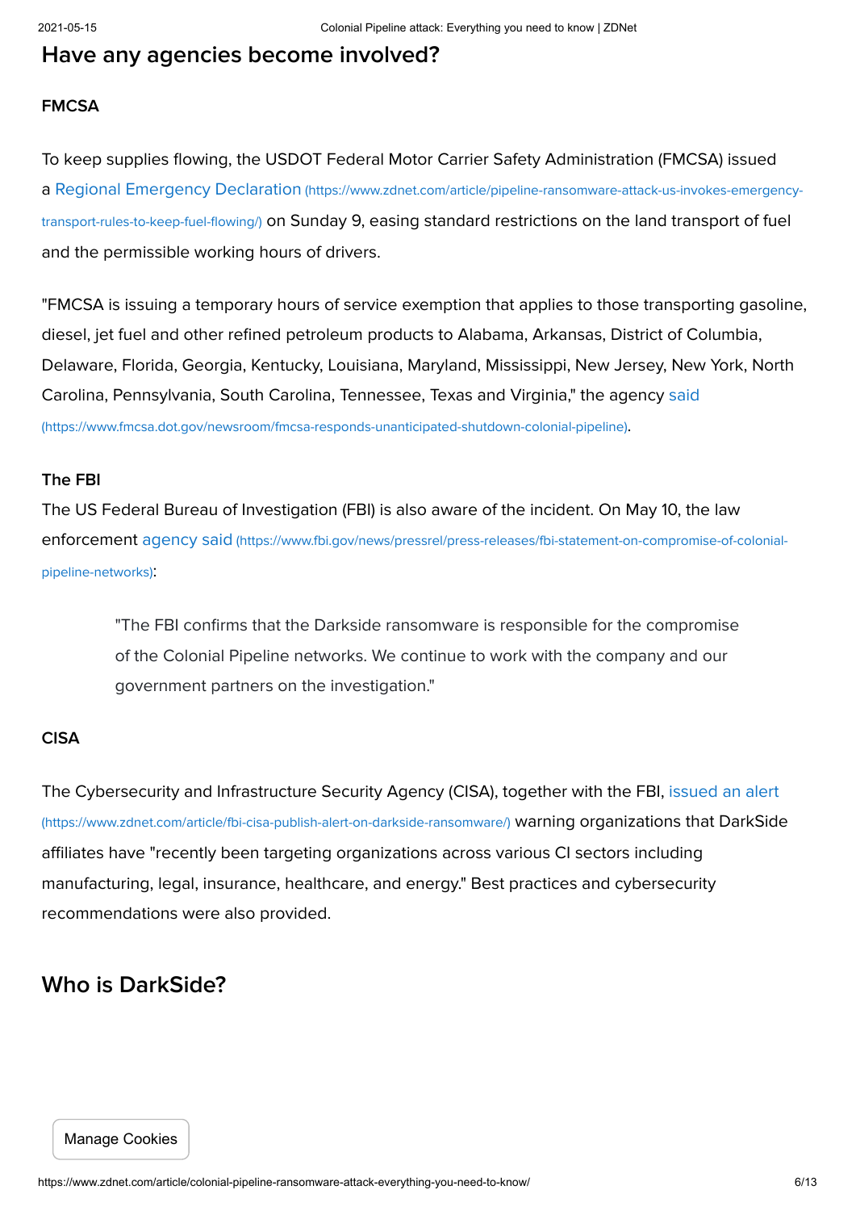## Have any agencies become involved?

**FMCSA**

To keep supplies flowing, the USDOT Federal Motor Carrier Safety Administration (FMCSA) issued a [Regional Emergency Declaration](https://www.zdnet.com/article/pipeline-ransomware-attack-us-invokes-emergency-transport-rules-to-keep-fuel-flowing/) on Sunday 9, easing standard restrictions on the land transport of fuel and the permissible working hours of drivers.

"FMCSA is issuing a temporary hours of service exemption that applies to those transporting gasoline, diesel, jet fuel and other refined petroleum products to Alabama, Arkansas, District of Columbia, Delaware, Florida, Georgia, Kentucky, Louisiana, Maryland, Mississippi, New Jersey, New York, North Carolina, Pennsylvania, South Carolina, Tennessee, Texas and Virginia," the agency [said](https://www.fmcsa.dot.gov/newsroom/fmcsa-responds-unanticipated-shutdown-colonial-pipeline).

**The FBI**

The US Federal Bureau of Investigation (FBI) is also aware of the incident. On May 10, the law enforcement [agency said](https://www.fbi.gov/news/pressrel/press-releases/fbi-statement-on-compromise-of-colonial-pipeline-networks):

> "The FBI confirms that the Darkside ransomware is responsible for the compromise of the Colonial Pipeline networks. We continue to work with the company and our government partners on the investigation."

**CISA**

The Cybersecurity and Infrastructure Security Agency (CISA), together with the FBI, [issued an alert](https://www.zdnet.com/article/fbi-cisa-publish-alert-on-darkside-ransomware/) warning organizations that DarkSide affiliates have "recently been targeting organizations across various CI sectors including manufacturing, legal, insurance, healthcare, and energy." Best practices and cybersecurity recommendations were also provided.

## Who is DarkSide?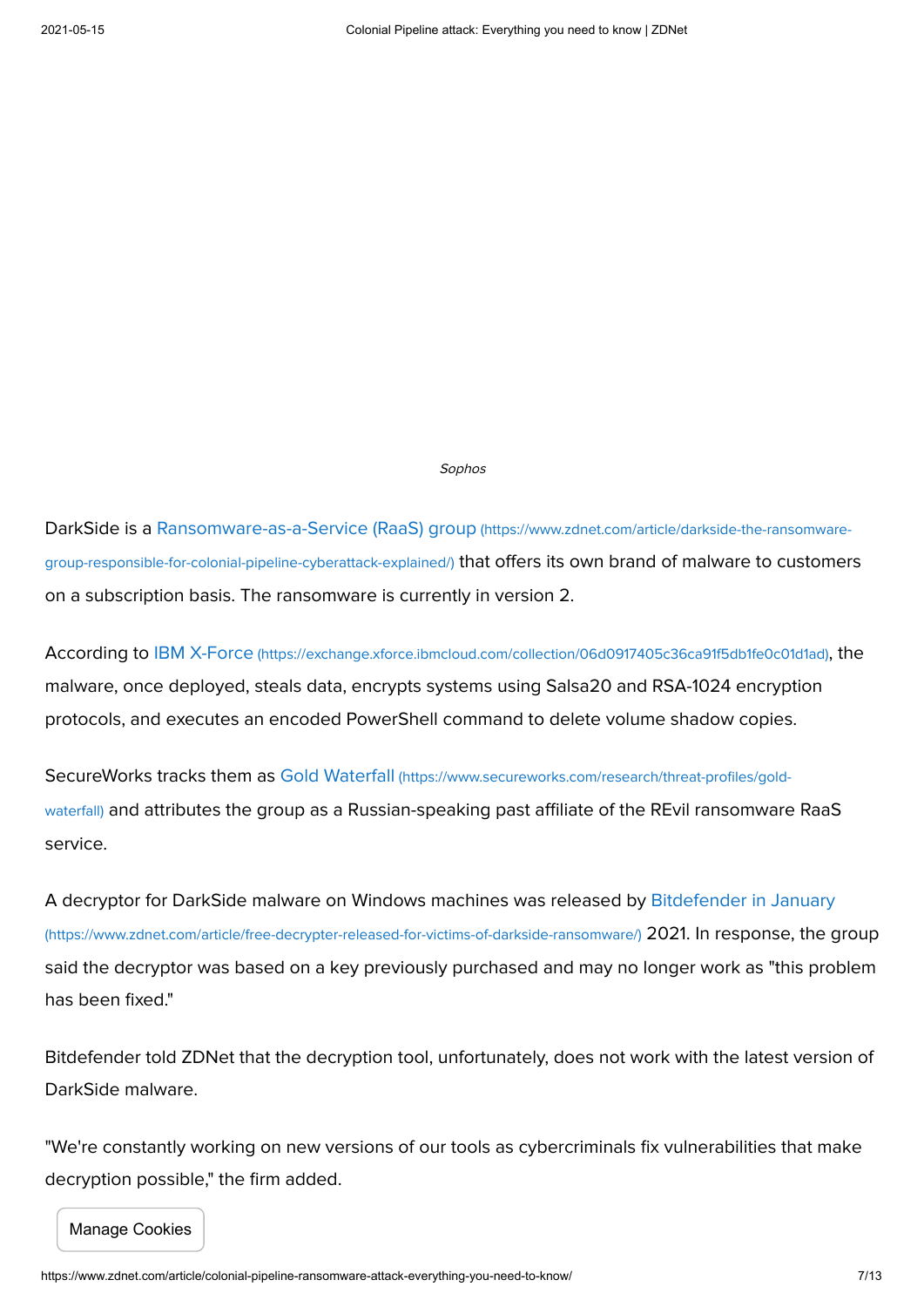*Sophos*

DarkSide is a Ransomware-as-a-Service (RaaS) group (https://www.zdnet.com/article/darkside-the-ransomware-group-responsible-for-colonial-pipeline-cyberattack-explained/) that offers its own brand of malware to customers on a subscription basis. The ransomware is currently in version 2.

According to IBM X-Force (https://exchange.xforce.ibmcloud.com/collection/06d0917405c36ca91f5db1fe0c01d1ad), the malware, once deployed, steals data, encrypts systems using Salsa20 and RSA-1024 encryption protocols, and executes an encoded PowerShell command to delete volume shadow copies.

SecureWorks tracks them as Gold Waterfall (https://www.secureworks.com/research/threat-profiles/gold-waterfall) and attributes the group as a Russian-speaking past affiliate of the REvil ransomware RaaS service.

A decryptor for DarkSide malware on Windows machines was released by Bitdefender in January (https://www.zdnet.com/article/free-decrypter-released-for-victims-of-darkside-ransomware/) 2021. In response, the group said the decryptor was based on a key previously purchased and may no longer work as "this problem has been fixed."

Bitdefender told ZDNet that the decryption tool, unfortunately, does not work with the latest version of DarkSide malware.

"We're constantly working on new versions of our tools as cybercriminals fix vulnerabilities that make decryption possible," the firm added.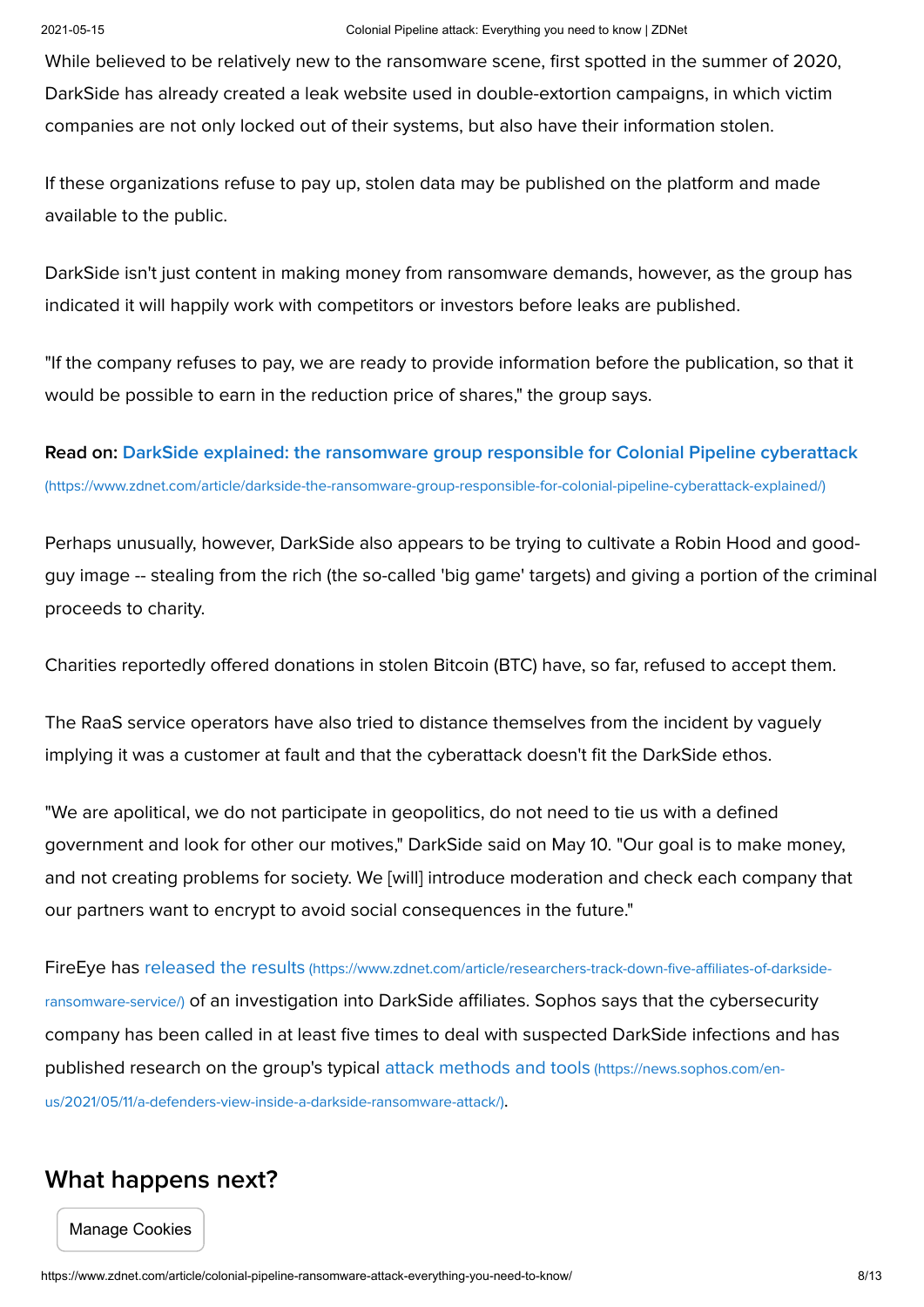While believed to be relatively new to the ransomware scene, first spotted in the summer of 2020, DarkSide has already created a leak website used in double-extortion campaigns, in which victim companies are not only locked out of their systems, but also have their information stolen.

If these organizations refuse to pay up, stolen data may be published on the platform and made available to the public.

DarkSide isn't just content in making money from ransomware demands, however, as the group has indicated it will happily work with competitors or investors before leaks are published.

"If the company refuses to pay, we are ready to provide information before the publication, so that it would be possible to earn in the reduction price of shares," the group says.

**Read on:** [DarkSide explained: the ransomware group responsible for Colonial Pipeline cyberattack](https://www.zdnet.com/article/darkside-the-ransomware-group-responsible-for-colonial-pipeline-cyberattack-explained/) (https://www.zdnet.com/article/darkside-the-ransomware-group-responsible-for-colonial-pipeline-cyberattack-explained/)

Perhaps unusually, however, DarkSide also appears to be trying to cultivate a Robin Hood and good-guy image -- stealing from the rich (the so-called 'big game' targets) and giving a portion of the criminal proceeds to charity.

Charities reportedly offered donations in stolen Bitcoin (BTC) have, so far, refused to accept them.

The RaaS service operators have also tried to distance themselves from the incident by vaguely implying it was a customer at fault and that the cyberattack doesn't fit the DarkSide ethos.

"We are apolitical, we do not participate in geopolitics, do not need to tie us with a defined government and look for other our motives," DarkSide said on May 10. "Our goal is to make money, and not creating problems for society. We [will] introduce moderation and check each company that our partners want to encrypt to avoid social consequences in the future."

FireEye has [released the results](https://www.zdnet.com/article/researchers-track-down-five-affiliates-of-darkside-ransomware-service/) (https://www.zdnet.com/article/researchers-track-down-five-affiliates-of-darkside-ransomware-service/) of an investigation into DarkSide affiliates. Sophos says that the cybersecurity company has been called in at least five times to deal with suspected DarkSide infections and has published research on the group's typical [attack methods and tools](https://news.sophos.com/en-us/2021/05/11/a-defenders-view-inside-a-darkside-ransomware-attack/) (https://news.sophos.com/en-us/2021/05/11/a-defenders-view-inside-a-darkside-ransomware-attack/).

## What happens next?

Manage Cookies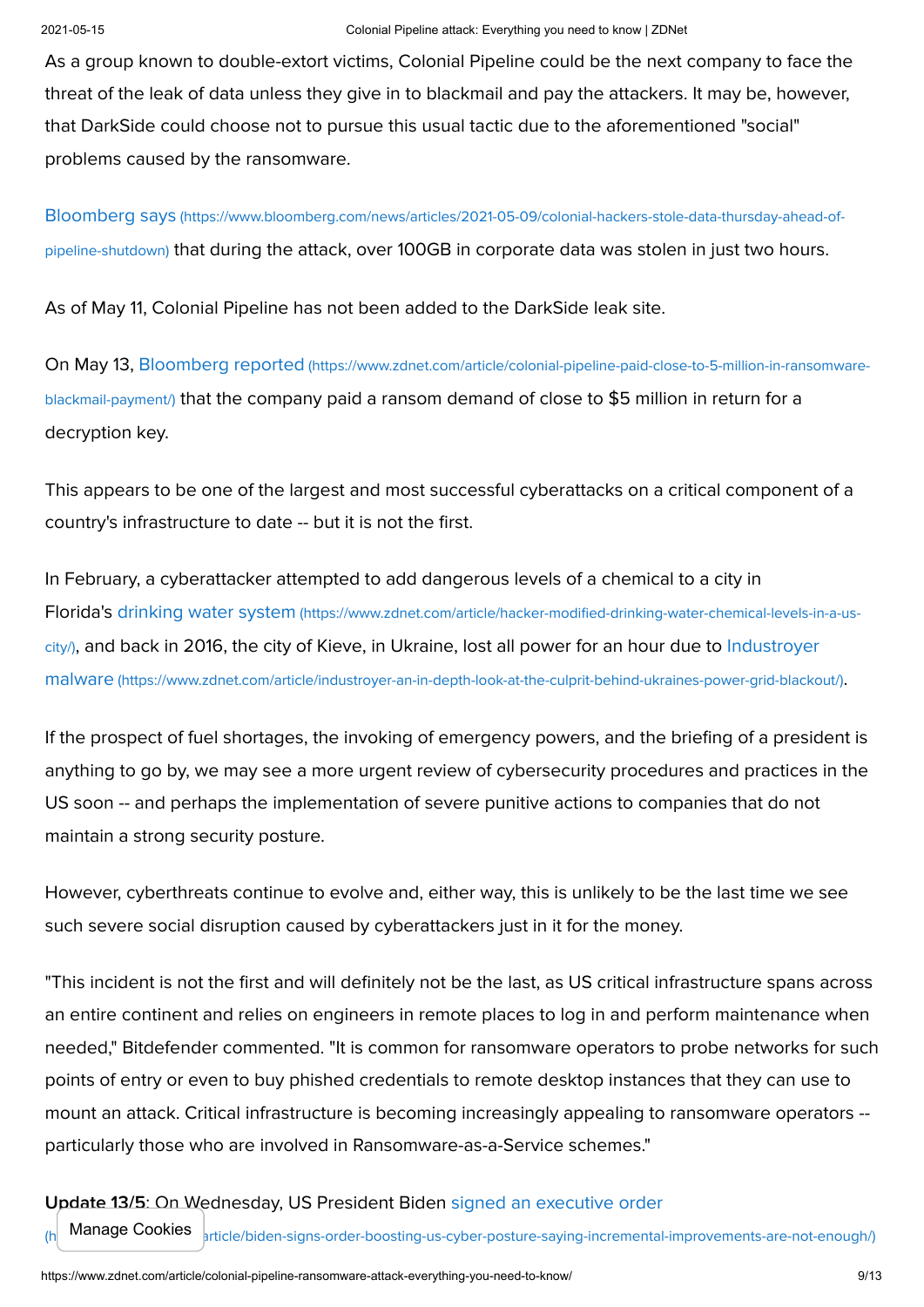As a group known to double-extort victims, Colonial Pipeline could be the next company to face the threat of the leak of data unless they give in to blackmail and pay the attackers. It may be, however, that DarkSide could choose not to pursue this usual tactic due to the aforementioned "social" problems caused by the ransomware.

[Bloomberg says](https://www.bloomberg.com/news/articles/2021-05-09/colonial-hackers-stole-data-thursday-ahead-of-pipeline-shutdown) (https://www.bloomberg.com/news/articles/2021-05-09/colonial-hackers-stole-data-thursday-ahead-of-pipeline-shutdown) that during the attack, over 100GB in corporate data was stolen in just two hours.

As of May 11, Colonial Pipeline has not been added to the DarkSide leak site.

On May 13, [Bloomberg reported](https://www.zdnet.com/article/colonial-pipeline-paid-close-to-5-million-in-ransomware-blackmail-payment/) (https://www.zdnet.com/article/colonial-pipeline-paid-close-to-5-million-in-ransomware-blackmail-payment/) that the company paid a ransom demand of close to $5 million in return for a decryption key.

This appears to be one of the largest and most successful cyberattacks on a critical component of a country's infrastructure to date -- but it is not the first.

In February, a cyberattacker attempted to add dangerous levels of a chemical to a city in Florida's [drinking water system](https://www.zdnet.com/article/hacker-modified-drinking-water-chemical-levels-in-a-us-city/) (https://www.zdnet.com/article/hacker-modified-drinking-water-chemical-levels-in-a-us-city/), and back in 2016, the city of Kieve, in Ukraine, lost all power for an hour due to [Industroyer malware](https://www.zdnet.com/article/industroyer-an-in-depth-look-at-the-culprit-behind-ukraines-power-grid-blackout/) (https://www.zdnet.com/article/industroyer-an-in-depth-look-at-the-culprit-behind-ukraines-power-grid-blackout/).

If the prospect of fuel shortages, the invoking of emergency powers, and the briefing of a president is anything to go by, we may see a more urgent review of cybersecurity procedures and practices in the US soon -- and perhaps the implementation of severe punitive actions to companies that do not maintain a strong security posture.

However, cyberthreats continue to evolve and, either way, this is unlikely to be the last time we see such severe social disruption caused by cyberattackers just in it for the money.

"This incident is not the first and will definitely not be the last, as US critical infrastructure spans across an entire continent and relies on engineers in remote places to log in and perform maintenance when needed," Bitdefender commented. "It is common for ransomware operators to probe networks for such points of entry or even to buy phished credentials to remote desktop instances that they can use to mount an attack. Critical infrastructure is becoming increasingly appealing to ransomware operators -- particularly those who are involved in Ransomware-as-a-Service schemes."

**Update 13/5**: On Wednesday, US President Biden [signed an executive order](https://www.zdnet.com/article/biden-signs-order-boosting-us-cyber-posture-saying-incremental-improvements-are-not-enough/) (https://www.zdnet.com/article/biden-signs-order-boosting-us-cyber-posture-saying-incremental-improvements-are-not-enough/)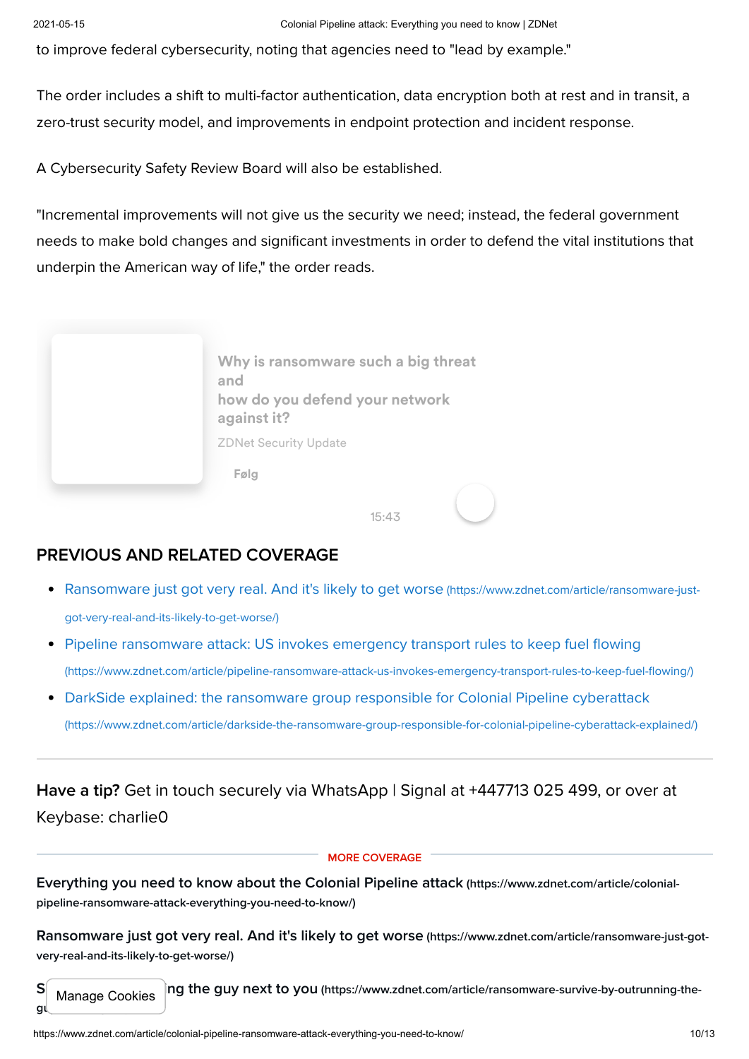to improve federal cybersecurity, noting that agencies need to "lead by example."

The order includes a shift to multi-factor authentication, data encryption both at rest and in transit, a zero-trust security model, and improvements in endpoint protection and incident response.

A Cybersecurity Safety Review Board will also be established.

"Incremental improvements will not give us the security we need; instead, the federal government needs to make bold changes and significant investments in order to defend the vital institutions that underpin the American way of life," the order reads.

Why is ransomware such a big threat and
how do you defend your network against it?

ZDNet Security Update

Følg

15:43

## PREVIOUS AND RELATED COVERAGE

- Ransomware just got very real. And it's likely to get worse (https://www.zdnet.com/article/ransomware-just-got-very-real-and-its-likely-to-get-worse/)
- Pipeline ransomware attack: US invokes emergency transport rules to keep fuel flowing (https://www.zdnet.com/article/pipeline-ransomware-attack-us-invokes-emergency-transport-rules-to-keep-fuel-flowing/)
- DarkSide explained: the ransomware group responsible for Colonial Pipeline cyberattack (https://www.zdnet.com/article/darkside-the-ransomware-group-responsible-for-colonial-pipeline-cyberattack-explained/)

---

**Have a tip?** Get in touch securely via WhatsApp | Signal at +447713 025 499, or over at Keybase: charlie0

MORE COVERAGE

**Everything you need to know about the Colonial Pipeline attack** (https://www.zdnet.com/article/colonial-pipeline-ransomware-attack-everything-you-need-to-know/)

**Ransomware just got very real. And it's likely to get worse** (https://www.zdnet.com/article/ransomware-just-got-very-real-and-its-likely-to-get-worse/)

**S**[Manage Cookies]**ng the guy next to you** (https://www.zdnet.com/article/ransomware-survive-by-outrunning-the-gu